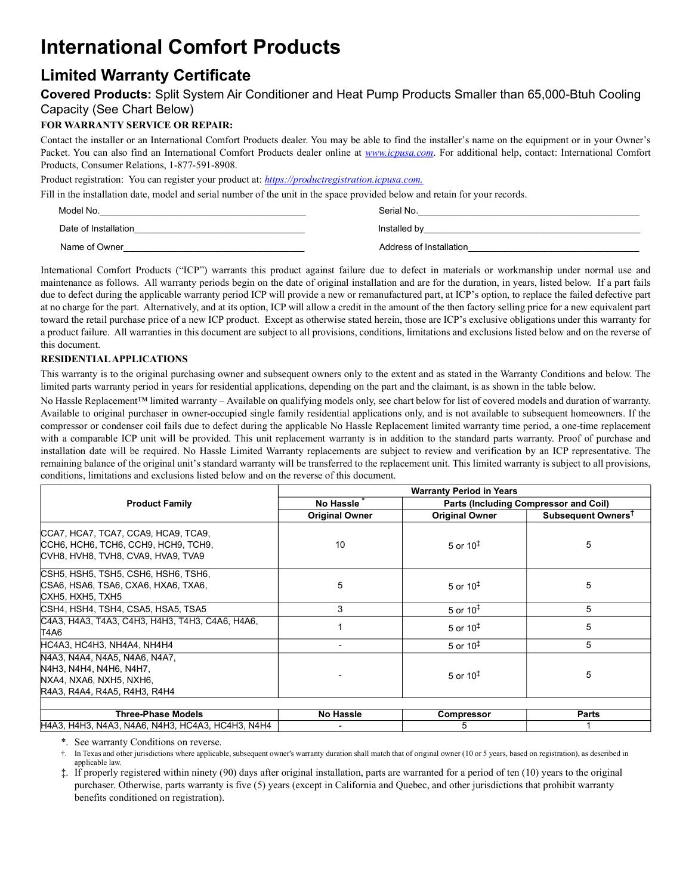# International Comfort Products

## Limited Warranty Certificate

### **Covered Products:** Split System Air Conditioner and Heat Pump Products Smaller than 65,000-Btuh Cooling Capacity (See Chart Below)

**FOR WARRANTY SERVICE OR REPAIR:**

Contact the installer or an International Comfort Products dealer. You may be able to find the installer's name on the equipment or in your Owner's Packet. You can also find an International Comfort Products dealer online at www.icpusa.com. For additional help, contact: International Comfort Products, Consumer Relations, 1-877-591-8908.

Product registration: You can register your product at: https://productregistration.icpusa.com.

Fill in the installation date, model and serial number of the unit in the space provided below and retain for your records.

Model No.\_\_\_\_\_\_\_\_\_\_\_\_\_\_\_\_\_\_\_\_\_\_\_\_\_\_\_\_\_\_ Serial No.\_\_\_\_\_\_\_\_\_\_\_\_\_\_\_\_\_\_\_\_\_\_\_\_\_\_\_\_\_\_

Date of Installation\_\_\_\_\_\_\_\_\_\_\_\_\_\_\_\_\_\_\_\_\_\_\_\_\_\_\_\_\_\_ Installed by\_\_\_\_\_\_\_\_\_\_\_\_\_\_\_\_\_\_\_\_\_\_\_\_\_\_\_\_\_\_

Name of Owner\_\_\_\_\_\_\_\_\_\_\_\_\_\_\_\_\_\_\_\_\_\_\_\_\_\_\_\_\_\_ Address of Installation\_\_\_\_\_\_\_\_\_\_\_\_\_\_\_\_\_\_\_\_\_\_\_\_\_\_\_\_\_\_

International Comfort Products ("ICP") warrants this product against failure due to defect in materials or workmanship under normal use and maintenance as follows. All warranty periods begin on the date of original installation and are for the duration, in years, listed below. If a part fails due to defect during the applicable warranty period ICP will provide a new or remanufactured part, at ICP's option, to replace the failed defective part at no charge for the part. Alternatively, and at its option, ICP will allow a credit in the amount of the then factory selling price for a new equivalent part toward the retail purchase price of a new ICP product. Except as otherwise stated herein, those are ICP's exclusive obligations under this warranty for a product failure. All warranties in this document are subject to all provisions, conditions, limitations and exclusions listed below and on the reverse of this document.

**RESIDENTIAL APPLICATIONS**

This warranty is to the original purchasing owner and subsequent owners only to the extent and as stated in the Warranty Conditions and below. The limited parts warranty period in years for residential applications, depending on the part and the claimant, is as shown in the table below.

No Hassle Replacement™ limited warranty – Available on qualifying models only, see chart below for list of covered models and duration of warranty. Available to original purchaser in owner-occupied single family residential applications only, and is not available to subsequent homeowners. If the compressor or condenser coil fails due to defect during the applicable No Hassle Replacement limited warranty time period, a one-time replacement with a comparable ICP unit will be provided. This unit replacement warranty is in addition to the standard parts warranty. Proof of purchase and installation date will be required. No Hassle Limited Warranty replacements are subject to review and verification by an ICP representative. The remaining balance of the original unit's standard warranty will be transferred to the replacement unit. This limited warranty is subject to all provisions, conditions, limitations and exclusions listed below and on the reverse of this document.

| Product Family | Warranty Period in Years | | |
|---|---|---|---|
| | No Hassle * | Parts (Including Compressor and Coil) | |
| | Original Owner | Original Owner | Subsequent Owners† |
| CCA7, HCA7, TCA7, CCA9, HCA9, TCA9, CCH6, HCH6, TCH6, CCH9, HCH9, TCH9, CVH8, HVH8, TVH8, CVA9, HVA9, TVA9 | 10 | 5 or 10‡ | 5 |
| CSH5, HSH5, TSH5, CSH6, HSH6, TSH6, CSA6, HSA6, TSA6, CXA6, HXA6, TXA6, CXH5, HXH5, TXH5 | 5 | 5 or 10‡ | 5 |
| CSH4, HSH4, TSH4, CSA5, HSA5, TSA5 | 3 | 5 or 10‡ | 5 |
| C4A3, H4A3, T4A3, C4H3, H4H3, T4H3, C4A6, H4A6, T4A6 | 1 | 5 or 10‡ | 5 |
| HC4A3, HC4H3, NH4A4, NH4H4 | - | 5 or 10‡ | 5 |
| N4A3, N4A4, N4A5, N4A6, N4A7, N4H3, N4H4, N4H6, N4H7, NXA4, NXA6, NXH5, NXH6, R4A3, R4A4, R4A5, R4H3, R4H4 | - | 5 or 10‡ | 5 |
| **Three-Phase Models** | **No Hassle** | **Compressor** | **Parts** |
| H4A3, H4H3, N4A3, N4A6, N4H3, HC4A3, HC4H3, N4H4 | - | 5 | 1 |

\*. See warranty Conditions on reverse.

†. In Texas and other jurisdictions where applicable, subsequent owner's warranty duration shall match that of original owner (10 or 5 years, based on registration), as described in applicable law.

‡. If properly registered within ninety (90) days after original installation, parts are warranted for a period of ten (10) years to the original purchaser. Otherwise, parts warranty is five (5) years (except in California and Quebec, and other jurisdictions that prohibit warranty benefits conditioned on registration).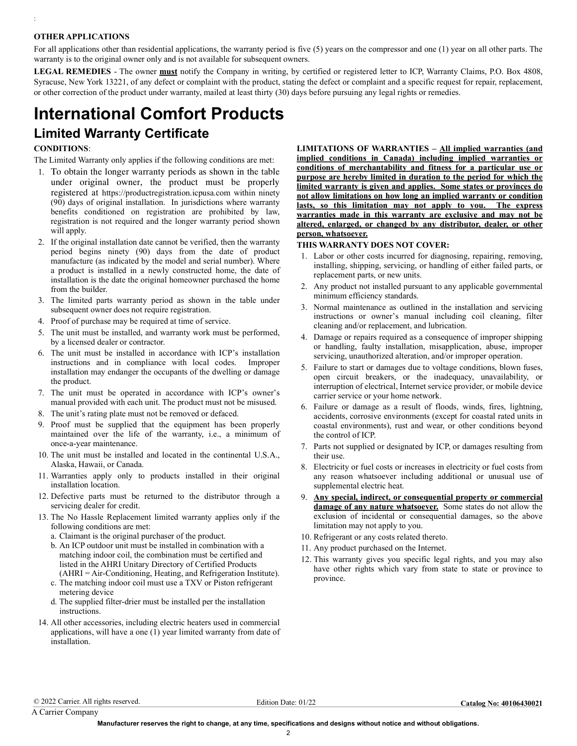**OTHER APPLICATIONS**

For all applications other than residential applications, the warranty period is five (5) years on the compressor and one (1) year on all other parts. The warranty is to the original owner only and is not available for subsequent owners.

**LEGAL REMEDIES** - The owner **must** notify the Company in writing, by certified or registered letter to ICP, Warranty Claims, P.O. Box 4808, Syracuse, New York 13221, of any defect or complaint with the product, stating the defect or complaint and a specific request for repair, replacement, or other correction of the product under warranty, mailed at least thirty (30) days before pursuing any legal rights or remedies.

# International Comfort Products

## Limited Warranty Certificate

**CONDITIONS**:

The Limited Warranty only applies if the following conditions are met:

1. To obtain the longer warranty periods as shown in the table under original owner, the product must be properly registered at https://productregistration.icpusa.com within ninety (90) days of original installation. In jurisdictions where warranty benefits conditioned on registration are prohibited by law, registration is not required and the longer warranty period shown will apply.
2. If the original installation date cannot be verified, then the warranty period begins ninety (90) days from the date of product manufacture (as indicated by the model and serial number). Where a product is installed in a newly constructed home, the date of installation is the date the original homeowner purchased the home from the builder.
3. The limited parts warranty period as shown in the table under subsequent owner does not require registration.
4. Proof of purchase may be required at time of service.
5. The unit must be installed, and warranty work must be performed, by a licensed dealer or contractor.
6. The unit must be installed in accordance with ICP's installation instructions and in compliance with local codes. Improper installation may endanger the occupants of the dwelling or damage the product.
7. The unit must be operated in accordance with ICP's owner's manual provided with each unit. The product must not be misused.
8. The unit's rating plate must not be removed or defaced.
9. Proof must be supplied that the equipment has been properly maintained over the life of the warranty, i.e., a minimum of once-a-year maintenance.
10. The unit must be installed and located in the continental U.S.A., Alaska, Hawaii, or Canada.
11. Warranties apply only to products installed in their original installation location.
12. Defective parts must be returned to the distributor through a servicing dealer for credit.
13. The No Hassle Replacement limited warranty applies only if the following conditions are met:
    a. Claimant is the original purchaser of the product.
    b. An ICP outdoor unit must be installed in combination with a matching indoor coil, the combination must be certified and listed in the AHRI Unitary Directory of Certified Products (AHRI = Air-Conditioning, Heating, and Refrigeration Institute).
    c. The matching indoor coil must use a TXV or Piston refrigerant metering device
    d. The supplied filter-drier must be installed per the installation instructions.
14. All other accessories, including electric heaters used in commercial applications, will have a one (1) year limited warranty from date of installation.

**LIMITATIONS OF WARRANTIES – <u>All implied warranties (and implied conditions in Canada) including implied warranties or conditions of merchantability and fitness for a particular use or purpose are hereby limited in duration to the period for which the limited warranty is given and applies. Some states or provinces do not allow limitations on how long an implied warranty or condition lasts, so this limitation may not apply to you. The express warranties made in this warranty are exclusive and may not be altered, enlarged, or changed by any distributor, dealer, or other person, whatsoever.</u>**

**THIS WARRANTY DOES NOT COVER:**

1. Labor or other costs incurred for diagnosing, repairing, removing, installing, shipping, servicing, or handling of either failed parts, or replacement parts, or new units.
2. Any product not installed pursuant to any applicable governmental minimum efficiency standards.
3. Normal maintenance as outlined in the installation and servicing instructions or owner's manual including coil cleaning, filter cleaning and/or replacement, and lubrication.
4. Damage or repairs required as a consequence of improper shipping or handling, faulty installation, misapplication, abuse, improper servicing, unauthorized alteration, and/or improper operation.
5. Failure to start or damages due to voltage conditions, blown fuses, open circuit breakers, or the inadequacy, unavailability, or interruption of electrical, Internet service provider, or mobile device carrier service or your home network.
6. Failure or damage as a result of floods, winds, fires, lightning, accidents, corrosive environments (except for coastal rated units in coastal environments), rust and wear, or other conditions beyond the control of ICP.
7. Parts not supplied or designated by ICP, or damages resulting from their use.
8. Electricity or fuel costs or increases in electricity or fuel costs from any reason whatsoever including additional or unusual use of supplemental electric heat.
9. **<u>Any special, indirect, or consequential property or commercial damage of any nature whatsoever.</u>** Some states do not allow the exclusion of incidental or consequential damages, so the above limitation may not apply to you.
10. Refrigerant or any costs related thereto.
11. Any product purchased on the Internet.
12. This warranty gives you specific legal rights, and you may also have other rights which vary from state to state or province to province.

© 2022 Carrier. All rights reserved. Edition Date: 01/22 **Catalog No: 40106430021**

A Carrier Company

**Manufacturer reserves the right to change, at any time, specifications and designs without notice and without obligations.**